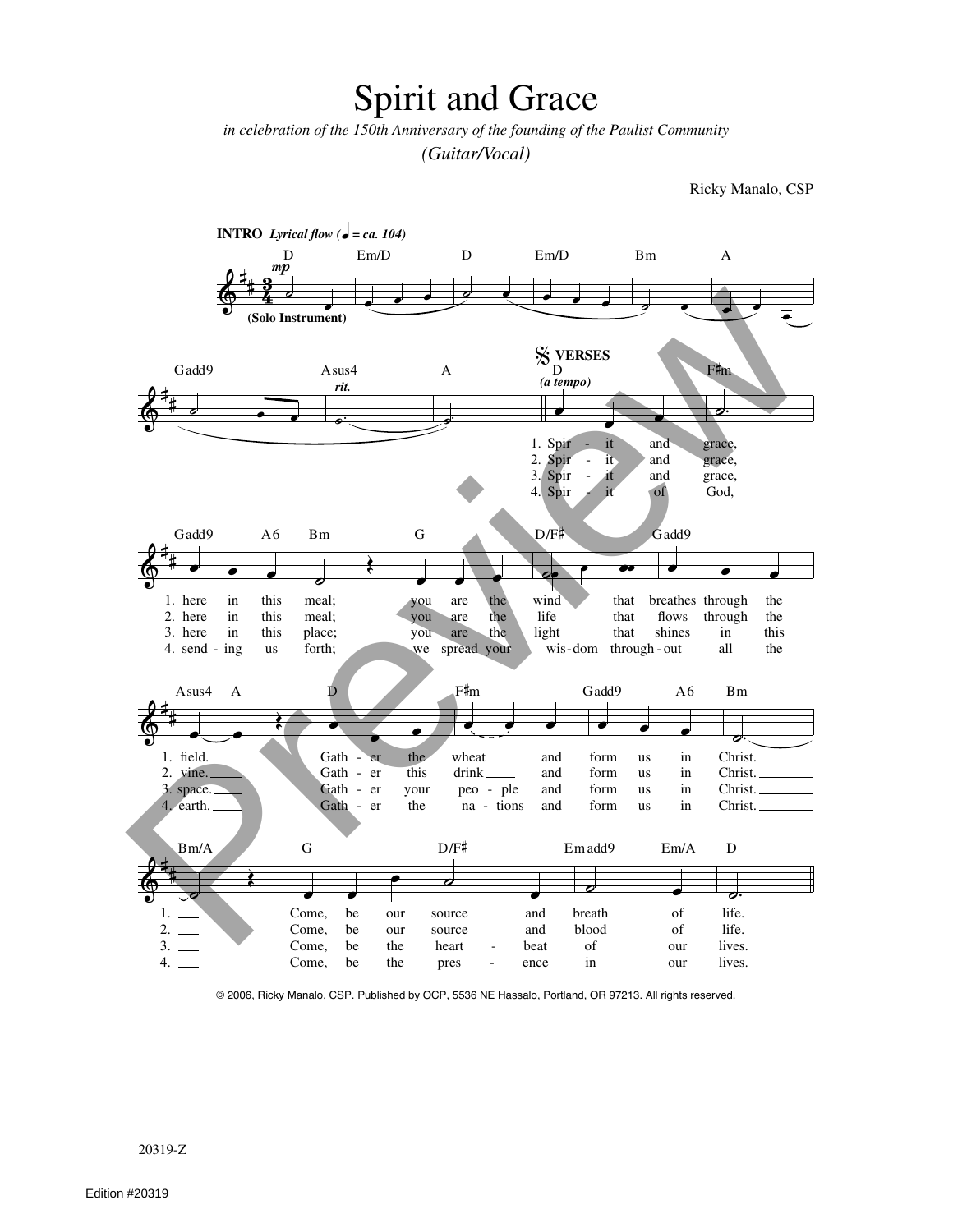# Spirit and Grace

*in celebration of the 150th Anniversary of the founding of the Paulist Community*

*(Guitar/Vocal)*

Ricky Manalo, CSP

**INTRO** *Lyrical flow (♩ = ca. 104)*

D Em/D D Em/D Bm A

(Solo Instrument)

Gadd9 Asus4 A

**VERSES**

*(a tempo)*

D F♯m
1. Spir - it and grace,
2. Spir - it and grace,
3. Spir - it and grace,
4. Spir - it of God,

Gadd9 A6 Bm G D/F♯ Gadd9
1. here in this meal; you are the wind that breathes through the
2. here in this meal; you are the life that flows through the
3. here in this place; you are the light that shines in this
4. send - ing us forth; we spread your wis - dom through - out all the

Asus4 A D F♯m Gadd9 A6 Bm
1. field. Gath - er the wheat and form us in Christ.
2. vine. Gath - er this drink and form us in Christ.
3. space. Gath - er your peo - ple and form us in Christ.
4. earth. Gath - er the na - tions and form us in Christ.

Bm/A G D/F♯ Emadd9 Em/A D
1. Come, be our source and breath of life.
2. Come, be our source and blood of life.
3. Come, be the heart - beat of our lives.
4. Come, be the pres - ence in our lives.

© 2006, Ricky Manalo, CSP. Published by OCP, 5536 NE Hassalo, Portland, OR 97213. All rights reserved.

20319-Z

Edition #20319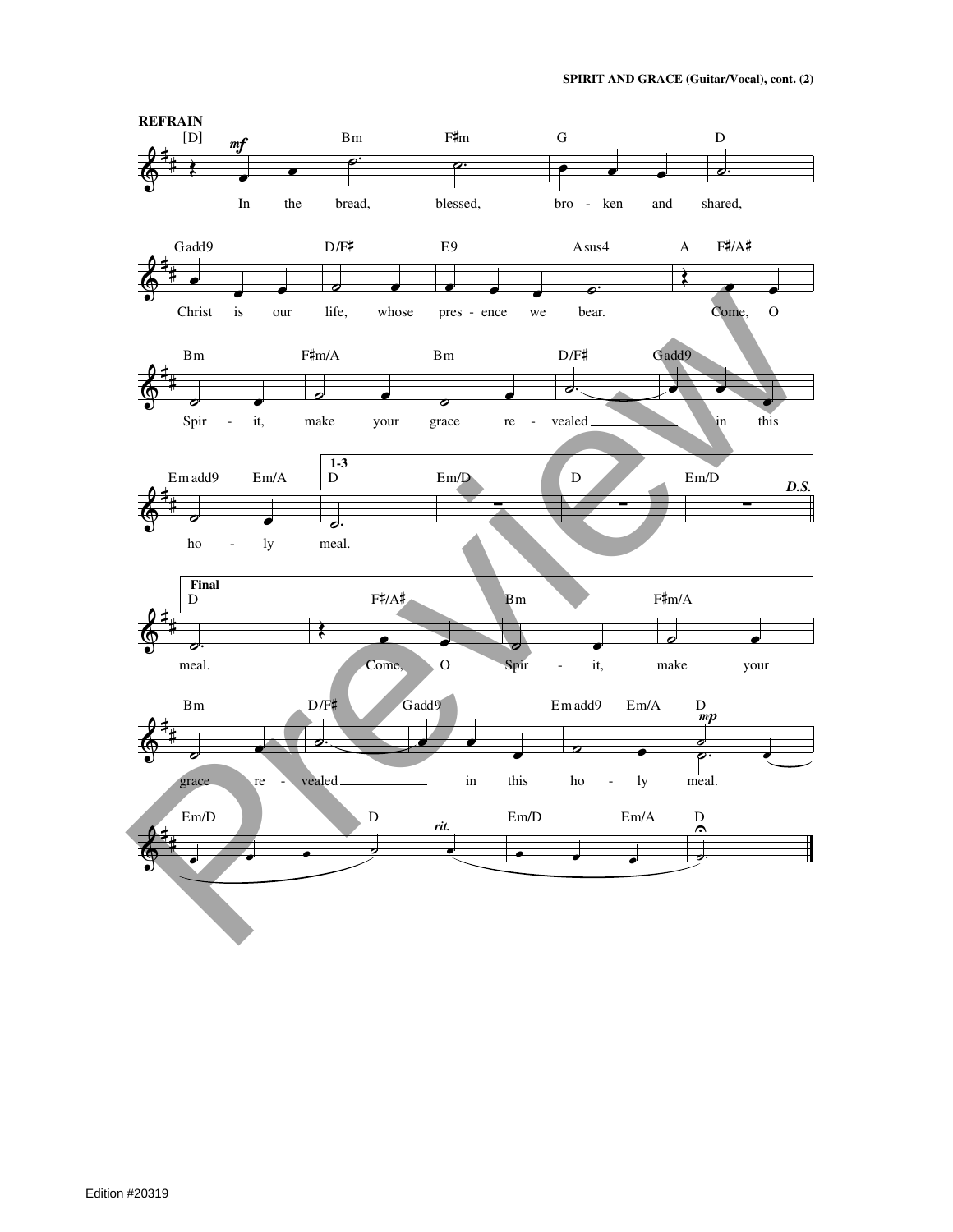**REFRAIN**

In the bread, blessed, broken and shared,
Christ is our life, whose presence we bear.
Come, O Spirit, make your grace revealed in this holy meal.

**Final**

meal. Come, O Spirit, make your grace revealed in this holy meal.

Edition #20319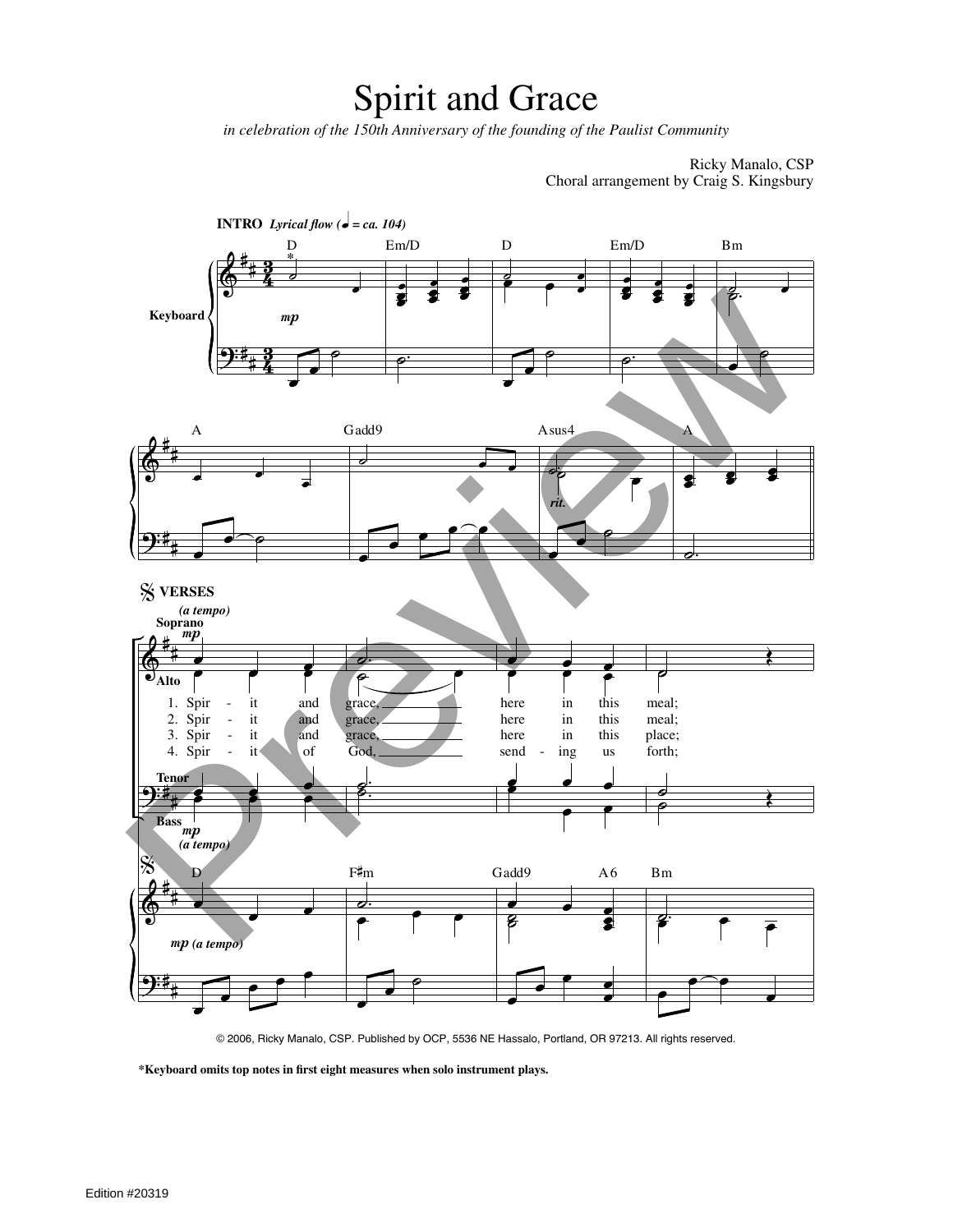# Spirit and Grace

*in celebration of the 150th Anniversary of the founding of the Paulist Community*

Ricky Manalo, CSP
Choral arrangement by Craig S. Kingsbury

**INTRO** *Lyrical flow (♩ = ca. 104)*

**VERSES**

1. Spir - it and grace, here in this meal;
2. Spir - it and grace, here in this meal;
3. Spir - it and grace, here in this place;
4. Spir - it of God, send - ing us forth;

© 2006, Ricky Manalo, CSP. Published by OCP, 5536 NE Hassalo, Portland, OR 97213. All rights reserved.

**\*Keyboard omits top notes in first eight measures when solo instrument plays.**

Edition #20319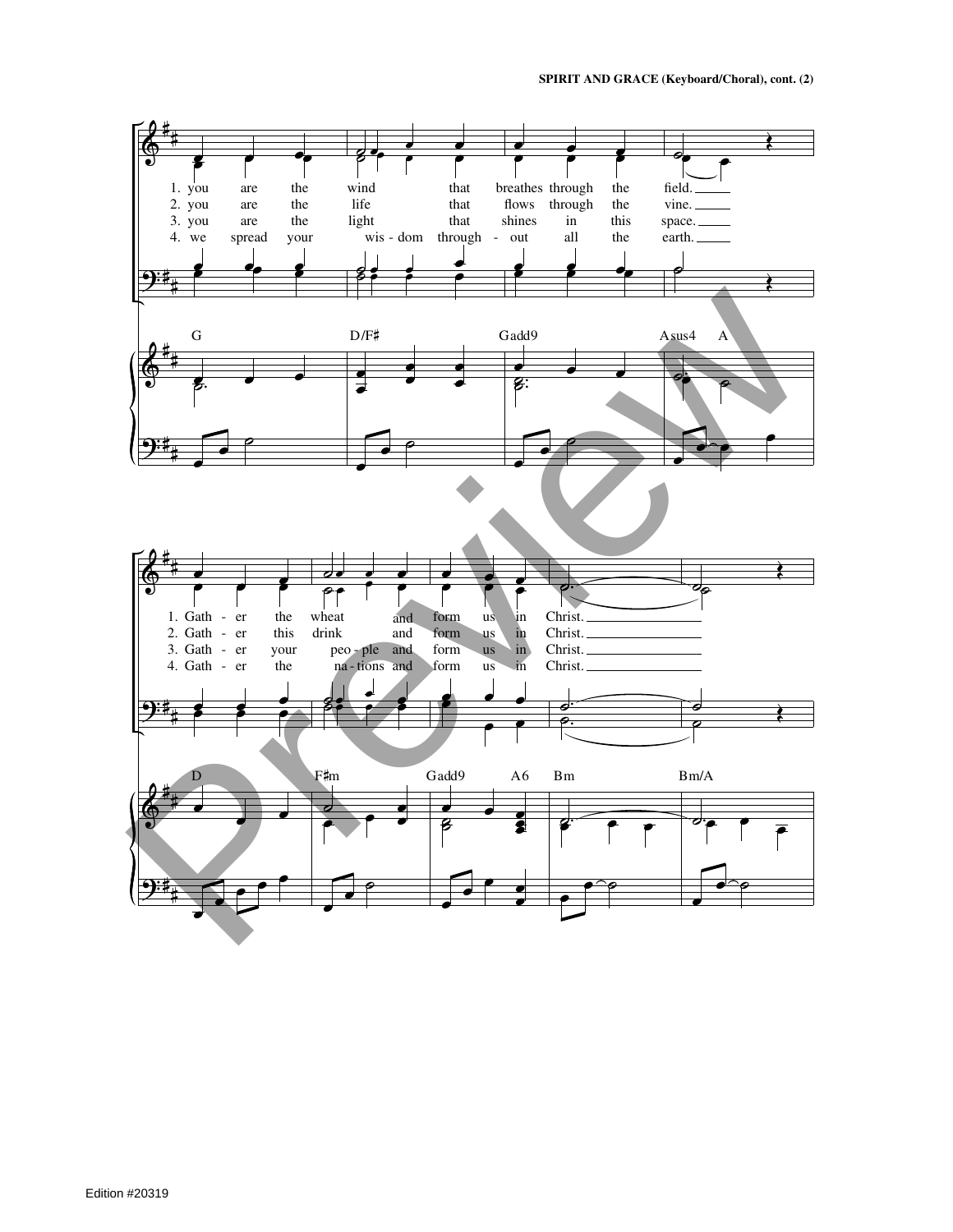1. you are the wind that breathes through the field.
2. you are the life that flows through the vine.
3. you are the light that shines in this space.
4. we spread your wis - dom through - out all the earth.

G D/F♯ Gadd9 Asus4 A

1. Gath - er the wheat and form us in Christ.
2. Gath - er this drink and form us in Christ.
3. Gath - er your peo - ple and form us in Christ.
4. Gath - er the na - tions and form us in Christ.

D F♯m Gadd9 A6 Bm Bm/A

Edition #20319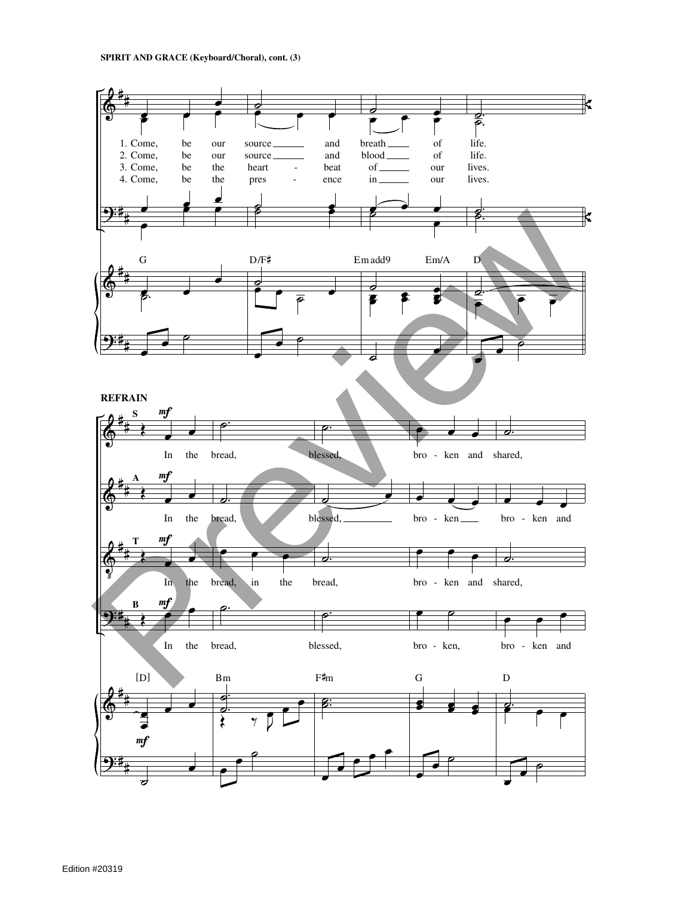**SPIRIT AND GRACE (Keyboard/Choral), cont. (3)**

1. Come, be our source ___ and breath ___ of life.
2. Come, be our source ___ and blood ___ of life.
3. Come, be the heart - beat of ___ our lives.
4. Come, be the pres - ence in ___ our lives.

G D/F♯ Emadd9 Em/A D

**REFRAIN**

S *mf* In the bread, blessed, bro - ken and shared,

A *mf* In the bread, blessed, ___ bro - ken ___ bro - ken and

T *mf* In the bread, in the bread, bro - ken and shared,

B *mf* In the bread, blessed, bro - ken, bro - ken and

[D] Bm F♯m G D

Edition #20319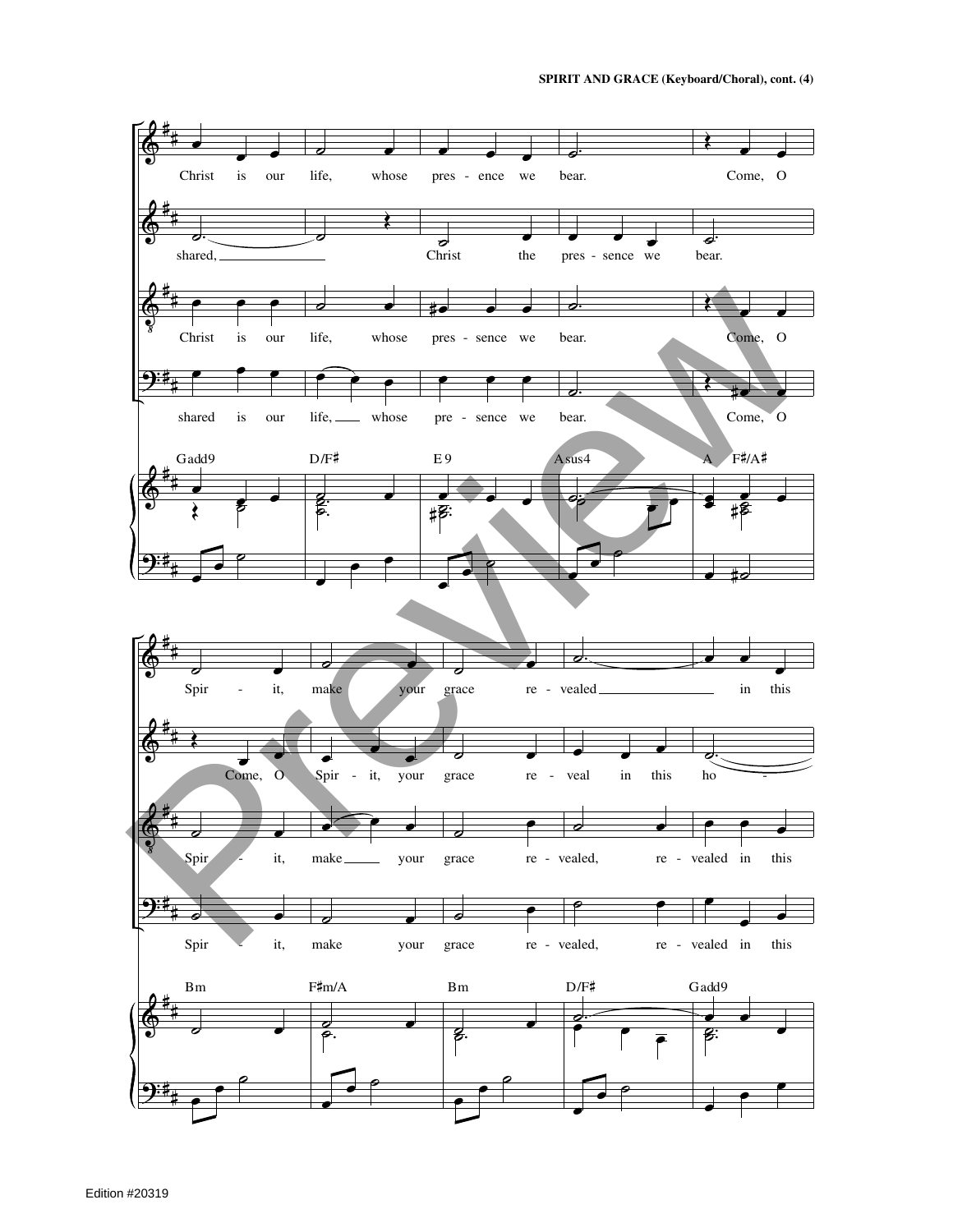Christ is our life, whose pres - ence we bear. Come, O

shared, Christ the pres - sence we bear.

Christ is our life, whose pres - sence we bear. Come, O

shared is our life, whose pre - sence we bear. Come, O

Gadd9 D/F♯ E9 Asus4 A F♯/A♯

Spir - it, make your grace re - vealed in this

Come, O Spir - it, your grace re - veal in this ho -

Spir - it, make your grace re - vealed, re - vealed in this

Spir - it, make your grace re - vealed, re - vealed in this

Bm F♯m/A Bm D/F♯ Gadd9

Edition #20319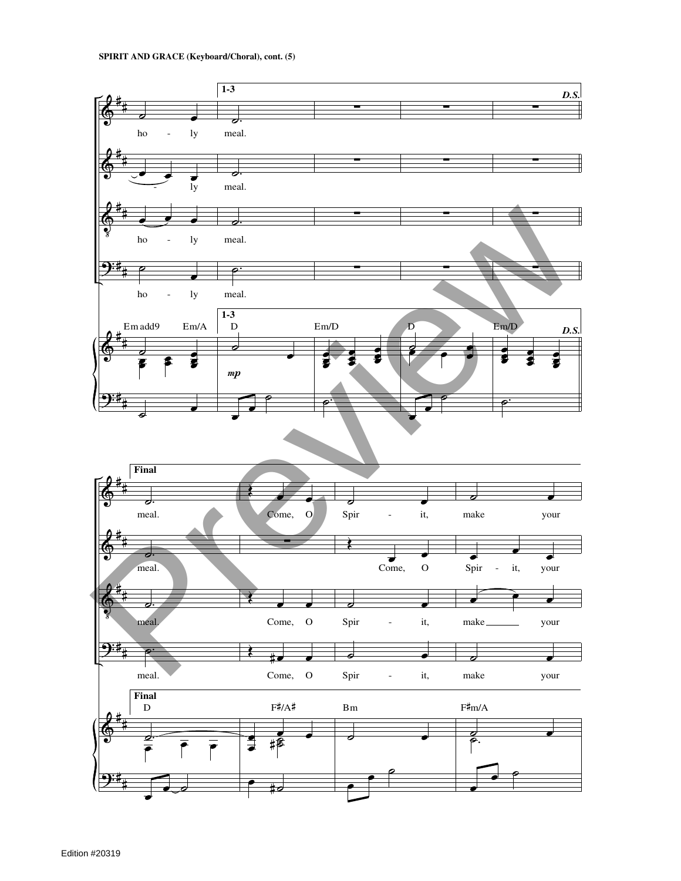SPIRIT AND GRACE (Keyboard/Choral), cont. (5)

1-3 D.S.

ho - ly meal.

- ly meal.

ho - ly meal.

ho - ly meal.

Em add9 Em/A | 1-3 D Em/D D Em/D D.S.

*mp*

Final

meal. Come, O Spir - it, make your

meal. Come, O Spir - it, your

meal. Come, O Spir - it, make your

meal. Come, O Spir - it, make your

Final D F♯/A♯ Bm F♯m/A

Edition #20319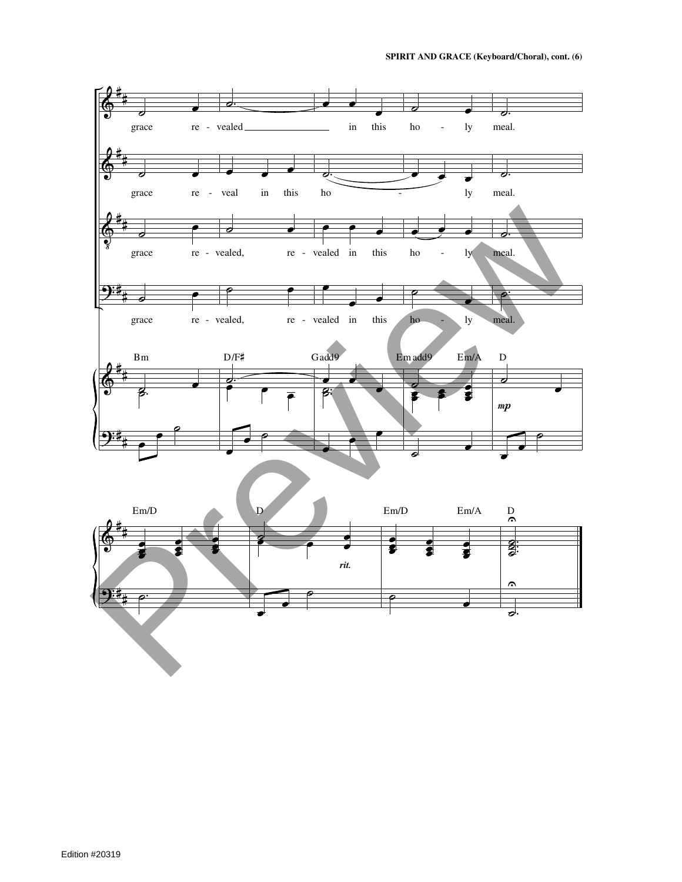grace re - vealed in this ho - ly meal.

grace re - veal in this ho - ly meal.

grace re - vealed, re - vealed in this ho - ly meal.

grace re - vealed, re - vealed in this ho - ly meal.

Bm D/F♯ Gadd9 Emadd9 Em/A D

*mp*

Em/D D Em/D Em/A D

*rit.*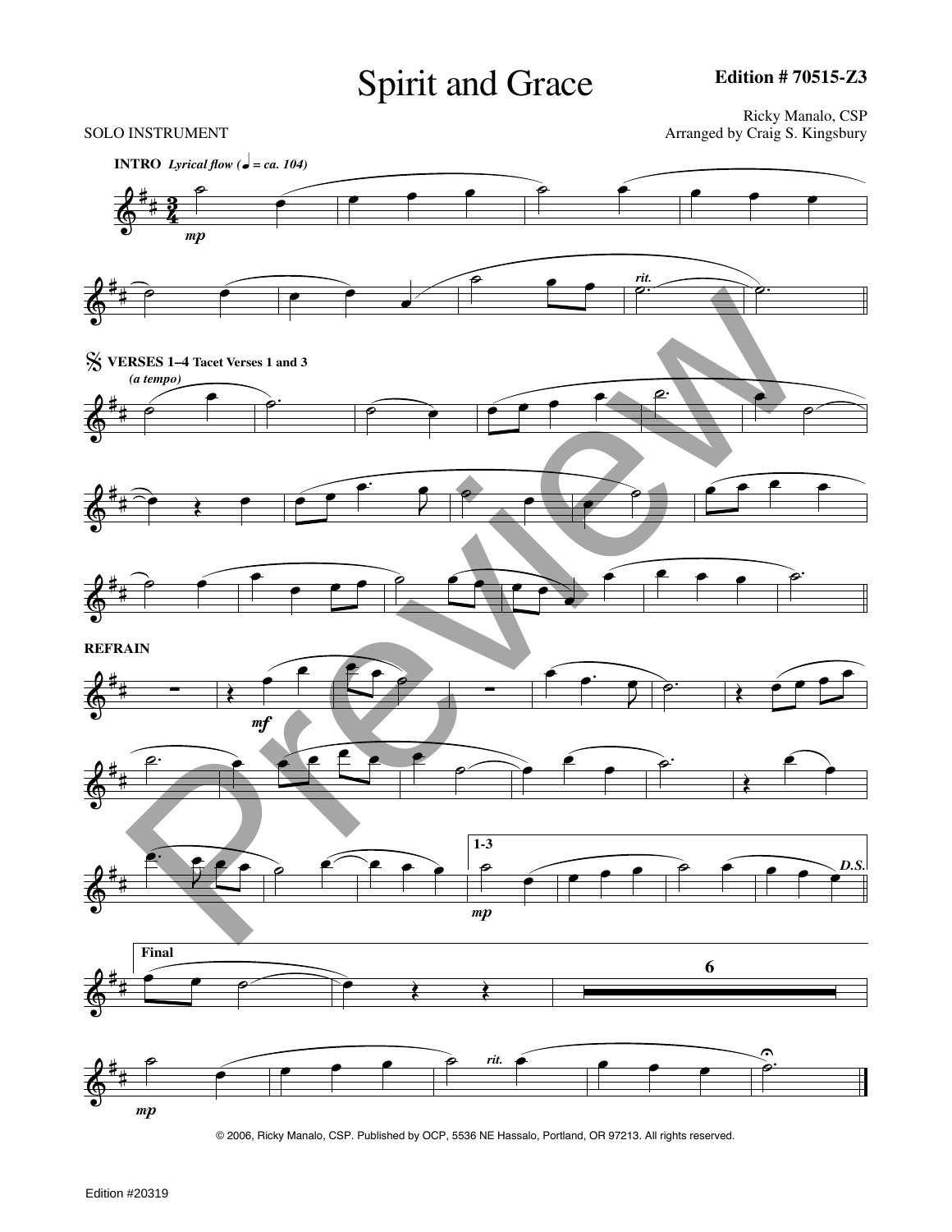# Spirit and Grace

**Edition # 70515-Z3**

SOLO INSTRUMENT

Ricky Manalo, CSP
Arranged by Craig S. Kingsbury

© 2006, Ricky Manalo, CSP. Published by OCP, 5536 NE Hassalo, Portland, OR 97213. All rights reserved.

Edition #20319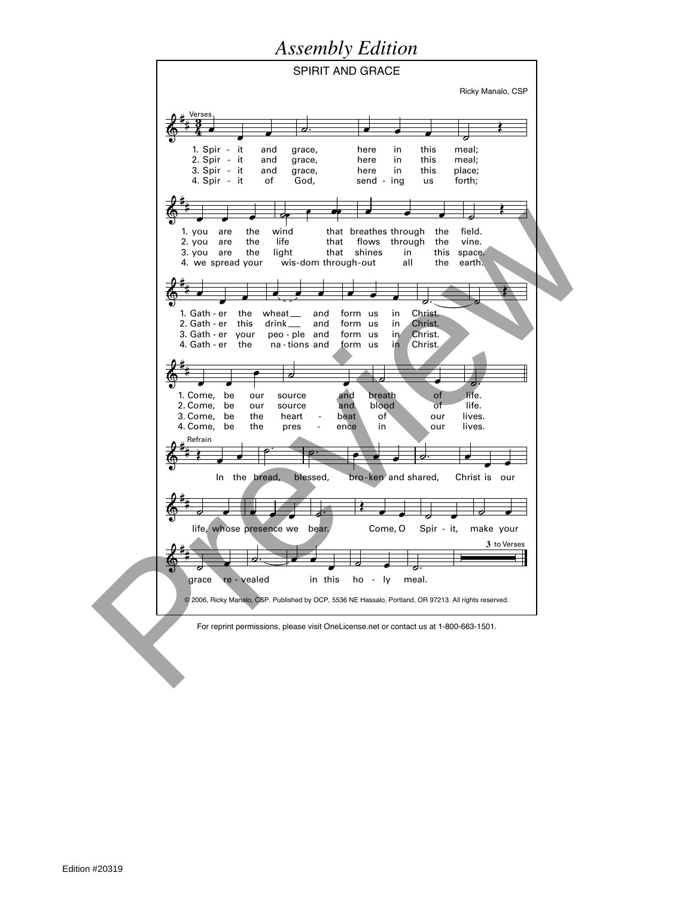*Assembly Edition*

SPIRIT AND GRACE

Ricky Manalo, CSP

Verses

1. Spir - it and grace, here in this meal;
2. Spir - it and grace, here in this meal;
3. Spir - it and grace, here in this place;
4. Spir - it of God, send - ing us forth;

1. you are the wind that breathes through the field.
2. you are the life that flows through the vine.
3. you are the light that shines in this space.
4. we spread your wis-dom through-out all the earth.

1. Gath - er the wheat ___ and form us in Christ.
2. Gath - er this drink ___ and form us in Christ.
3. Gath - er your peo - ple and form us in Christ.
4. Gath - er the na - tions and form us in Christ.

1. Come, be our source and breath of life.
2. Come, be our source and blood of life.
3. Come, be the heart - beat of our lives.
4. Come, be the pres - ence in our lives.

Refrain

In the bread, blessed, bro - ken and shared, Christ is our life, whose presence we bear. Come, O Spir - it, make your grace re - vealed in this ho - ly meal.

3 to Verses

© 2006, Ricky Manalo, CSP. Published by OCP, 5536 NE Hassalo, Portland, OR 97213. All rights reserved.

For reprint permissions, please visit OneLicense.net or contact us at 1-800-663-1501.

Edition #20319